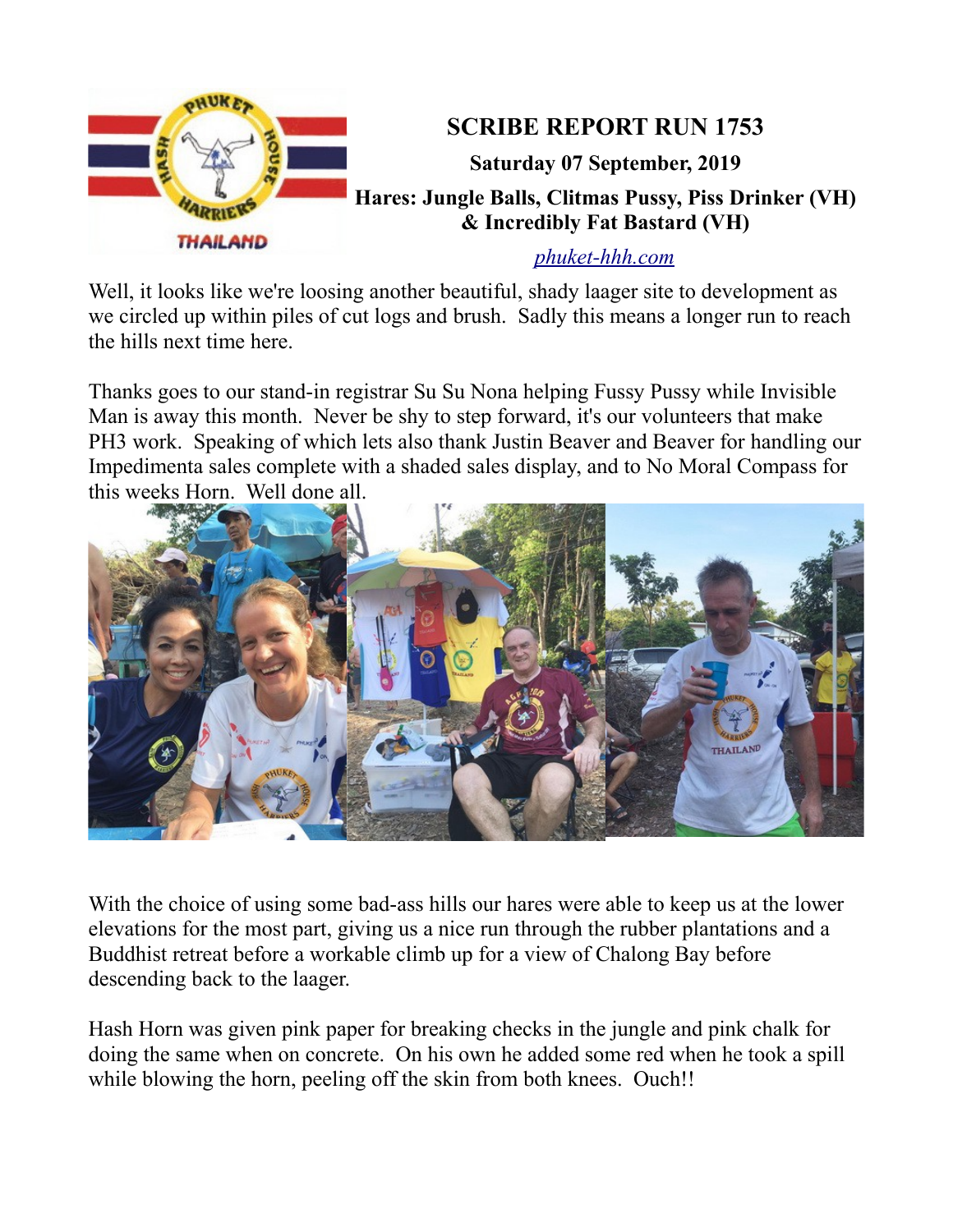# SCRIBE REPORT RUN 1753

**Saturday 07 September, 2019**

**Hares: Jungle Balls, Clitmas Pussy, Piss Drinker (VH) & Incredibly Fat Bastard (VH)**

*phuket-hhh.com*

Well, it looks like we're loosing another beautiful, shady laager site to development as we circled up within piles of cut logs and brush. Sadly this means a longer run to reach the hills next time here.

Thanks goes to our stand-in registrar Su Su Nona helping Fussy Pussy while Invisible Man is away this month. Never be shy to step forward, it's our volunteers that make PH3 work. Speaking of which lets also thank Justin Beaver and Beaver for handling our Impedimenta sales complete with a shaded sales display, and to No Moral Compass for this weeks Horn. Well done all.

With the choice of using some bad-ass hills our hares were able to keep us at the lower elevations for the most part, giving us a nice run through the rubber plantations and a Buddhist retreat before a workable climb up for a view of Chalong Bay before descending back to the laager.

Hash Horn was given pink paper for breaking checks in the jungle and pink chalk for doing the same when on concrete. On his own he added some red when he took a spill while blowing the horn, peeling off the skin from both knees. Ouch!!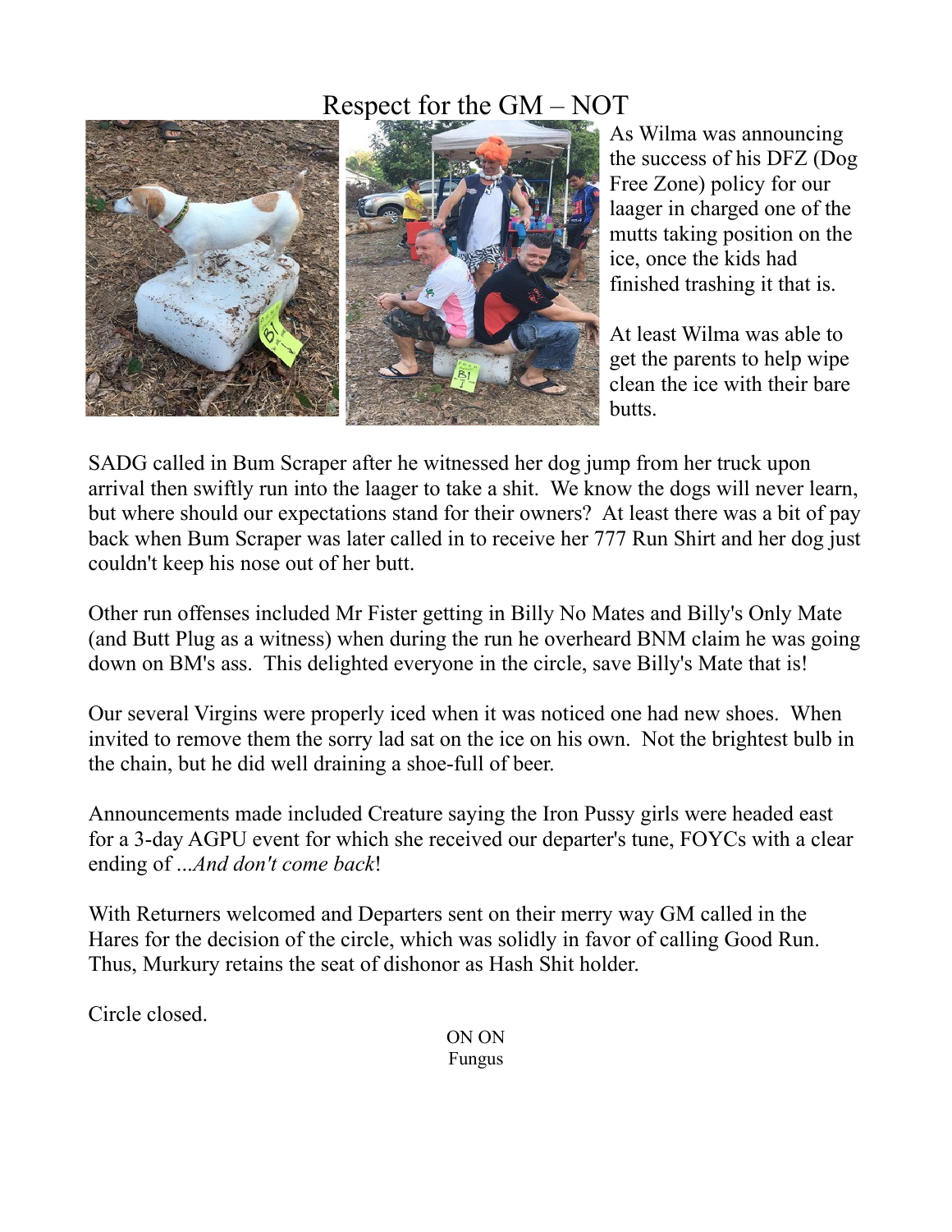# Respect for the GM – NOT

As Wilma was announcing the success of his DFZ (Dog Free Zone) policy for our laager in charged one of the mutts taking position on the ice, once the kids had finished trashing it that is.

At least Wilma was able to get the parents to help wipe clean the ice with their bare butts.

SADG called in Bum Scraper after he witnessed her dog jump from her truck upon arrival then swiftly run into the laager to take a shit. We know the dogs will never learn, but where should our expectations stand for their owners? At least there was a bit of pay back when Bum Scraper was later called in to receive her 777 Run Shirt and her dog just couldn't keep his nose out of her butt.

Other run offenses included Mr Fister getting in Billy No Mates and Billy's Only Mate (and Butt Plug as a witness) when during the run he overheard BNM claim he was going down on BM's ass. This delighted everyone in the circle, save Billy's Mate that is!

Our several Virgins were properly iced when it was noticed one had new shoes. When invited to remove them the sorry lad sat on the ice on his own. Not the brightest bulb in the chain, but he did well draining a shoe-full of beer.

Announcements made included Creature saying the Iron Pussy girls were headed east for a 3-day AGPU event for which she received our departer's tune, FOYCs with a clear ending of *...And don't come back*!

With Returners welcomed and Departers sent on their merry way GM called in the Hares for the decision of the circle, which was solidly in favor of calling Good Run. Thus, Murkury retains the seat of dishonor as Hash Shit holder.

Circle closed.

ON ON
Fungus